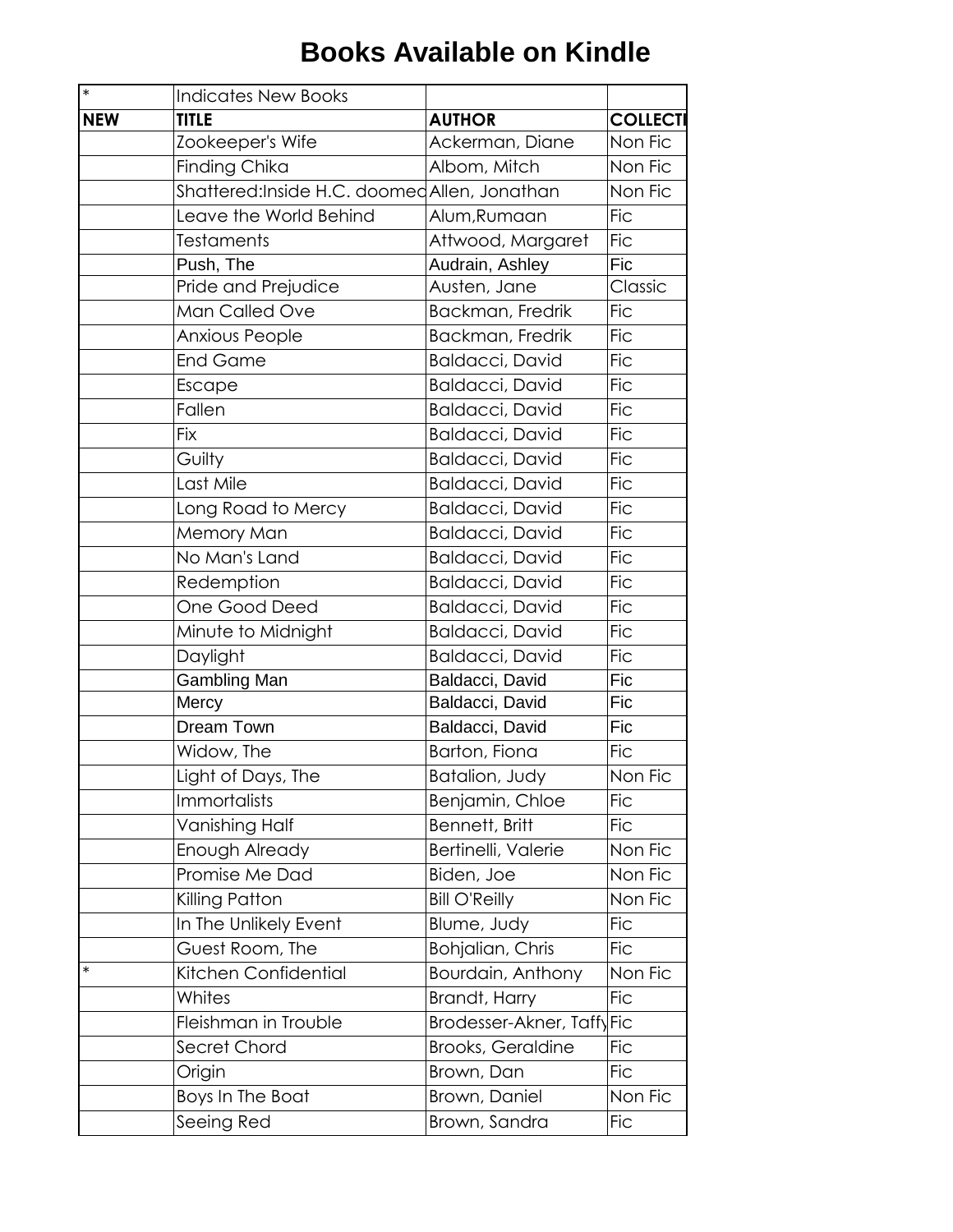# Books Available on Kindle

| * | Indicates New Books | | |
|---|---|---|---|
| **NEW** | **TITLE** | **AUTHOR** | **COLLECTI** |
| | Zookeeper's Wife | Ackerman, Diane | Non Fic |
| | Finding Chika | Albom, Mitch | Non Fic |
| | Shattered:Inside H.C. doomed | Allen, Jonathan | Non Fic |
| | Leave the World Behind | Alum,Rumaan | Fic |
| | Testaments | Attwood, Margaret | Fic |
| | Push, The | Audrain, Ashley | Fic |
| | Pride and Prejudice | Austen, Jane | Classic |
| | Man Called Ove | Backman, Fredrik | Fic |
| | Anxious People | Backman, Fredrik | Fic |
| | End Game | Baldacci, David | Fic |
| | Escape | Baldacci, David | Fic |
| | Fallen | Baldacci, David | Fic |
| | Fix | Baldacci, David | Fic |
| | Guilty | Baldacci, David | Fic |
| | Last Mile | Baldacci, David | Fic |
| | Long Road to Mercy | Baldacci, David | Fic |
| | Memory Man | Baldacci, David | Fic |
| | No Man's Land | Baldacci, David | Fic |
| | Redemption | Baldacci, David | Fic |
| | One Good Deed | Baldacci, David | Fic |
| | Minute to Midnight | Baldacci, David | Fic |
| | Daylight | Baldacci, David | Fic |
| | Gambling Man | Baldacci, David | Fic |
| | Mercy | Baldacci, David | Fic |
| | Dream Town | Baldacci, David | Fic |
| | Widow, The | Barton, Fiona | Fic |
| | Light of Days, The | Batalion, Judy | Non Fic |
| | Immortalists | Benjamin, Chloe | Fic |
| | Vanishing Half | Bennett, Britt | Fic |
| | Enough Already | Bertinelli, Valerie | Non Fic |
| | Promise Me Dad | Biden, Joe | Non Fic |
| | Killing Patton | Bill O'Reilly | Non Fic |
| | In The Unlikely Event | Blume, Judy | Fic |
| | Guest Room, The | Bohjalian, Chris | Fic |
| * | Kitchen Confidential | Bourdain, Anthony | Non Fic |
| | Whites | Brandt, Harry | Fic |
| | Fleishman in Trouble | Brodesser-Akner, Taffy | Fic |
| | Secret Chord | Brooks, Geraldine | Fic |
| | Origin | Brown, Dan | Fic |
| | Boys In The Boat | Brown, Daniel | Non Fic |
| | Seeing Red | Brown, Sandra | Fic |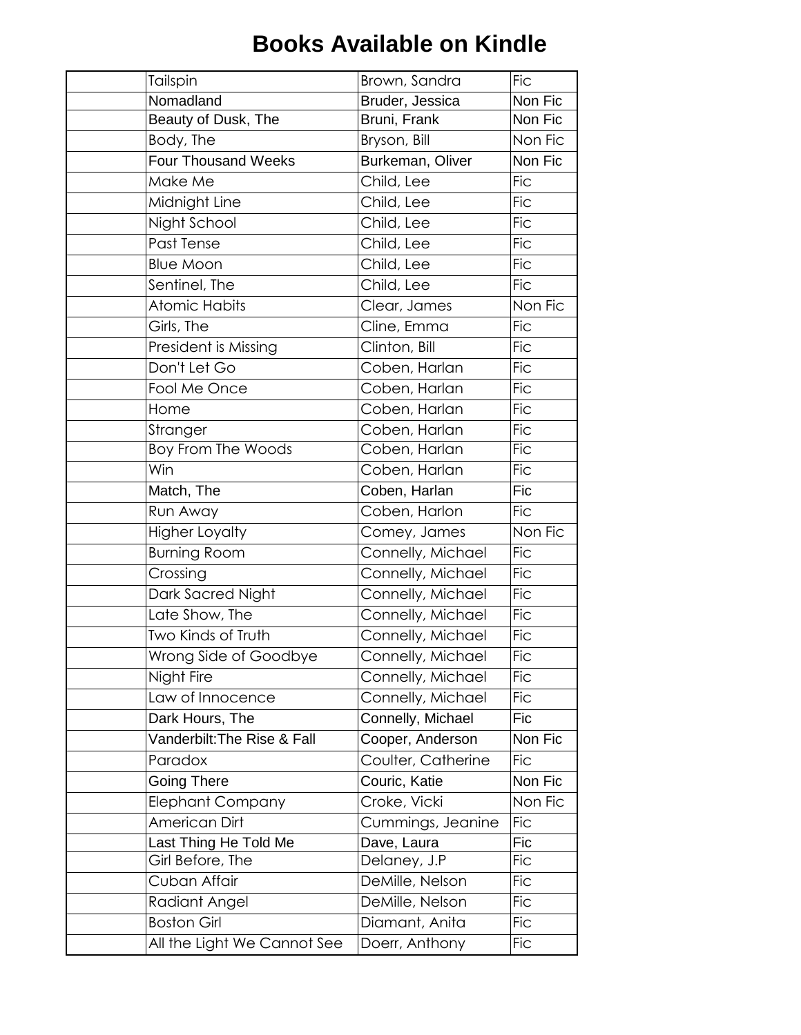# Books Available on Kindle

| | | | |
|---|---|---|---|
| | Tailspin | Brown, Sandra | Fic |
| | Nomadland | Bruder, Jessica | Non Fic |
| | Beauty of Dusk, The | Bruni, Frank | Non Fic |
| | Body, The | Bryson, Bill | Non Fic |
| | Four Thousand Weeks | Burkeman, Oliver | Non Fic |
| | Make Me | Child, Lee | Fic |
| | Midnight Line | Child, Lee | Fic |
| | Night School | Child, Lee | Fic |
| | Past Tense | Child, Lee | Fic |
| | Blue Moon | Child, Lee | Fic |
| | Sentinel, The | Child, Lee | Fic |
| | Atomic Habits | Clear, James | Non Fic |
| | Girls, The | Cline, Emma | Fic |
| | President is Missing | Clinton, Bill | Fic |
| | Don't Let Go | Coben, Harlan | Fic |
| | Fool Me Once | Coben, Harlan | Fic |
| | Home | Coben, Harlan | Fic |
| | Stranger | Coben, Harlan | Fic |
| | Boy From The Woods | Coben, Harlan | Fic |
| | Win | Coben, Harlan | Fic |
| | Match, The | Coben, Harlan | Fic |
| | Run Away | Coben, Harlon | Fic |
| | Higher Loyalty | Comey, James | Non Fic |
| | Burning Room | Connelly, Michael | Fic |
| | Crossing | Connelly, Michael | Fic |
| | Dark Sacred Night | Connelly, Michael | Fic |
| | Late Show, The | Connelly, Michael | Fic |
| | Two Kinds of Truth | Connelly, Michael | Fic |
| | Wrong Side of Goodbye | Connelly, Michael | Fic |
| | Night Fire | Connelly, Michael | Fic |
| | Law of Innocence | Connelly, Michael | Fic |
| | Dark Hours, The | Connelly, Michael | Fic |
| | Vanderbilt:The Rise & Fall | Cooper, Anderson | Non Fic |
| | Paradox | Coulter, Catherine | Fic |
| | Going There | Couric, Katie | Non Fic |
| | Elephant Company | Croke, Vicki | Non Fic |
| | American Dirt | Cummings, Jeanine | Fic |
| | Last Thing He Told Me | Dave, Laura | Fic |
| | Girl Before, The | Delaney, J.P | Fic |
| | Cuban Affair | DeMille, Nelson | Fic |
| | Radiant Angel | DeMille, Nelson | Fic |
| | Boston Girl | Diamant, Anita | Fic |
| | All the Light We Cannot See | Doerr, Anthony | Fic |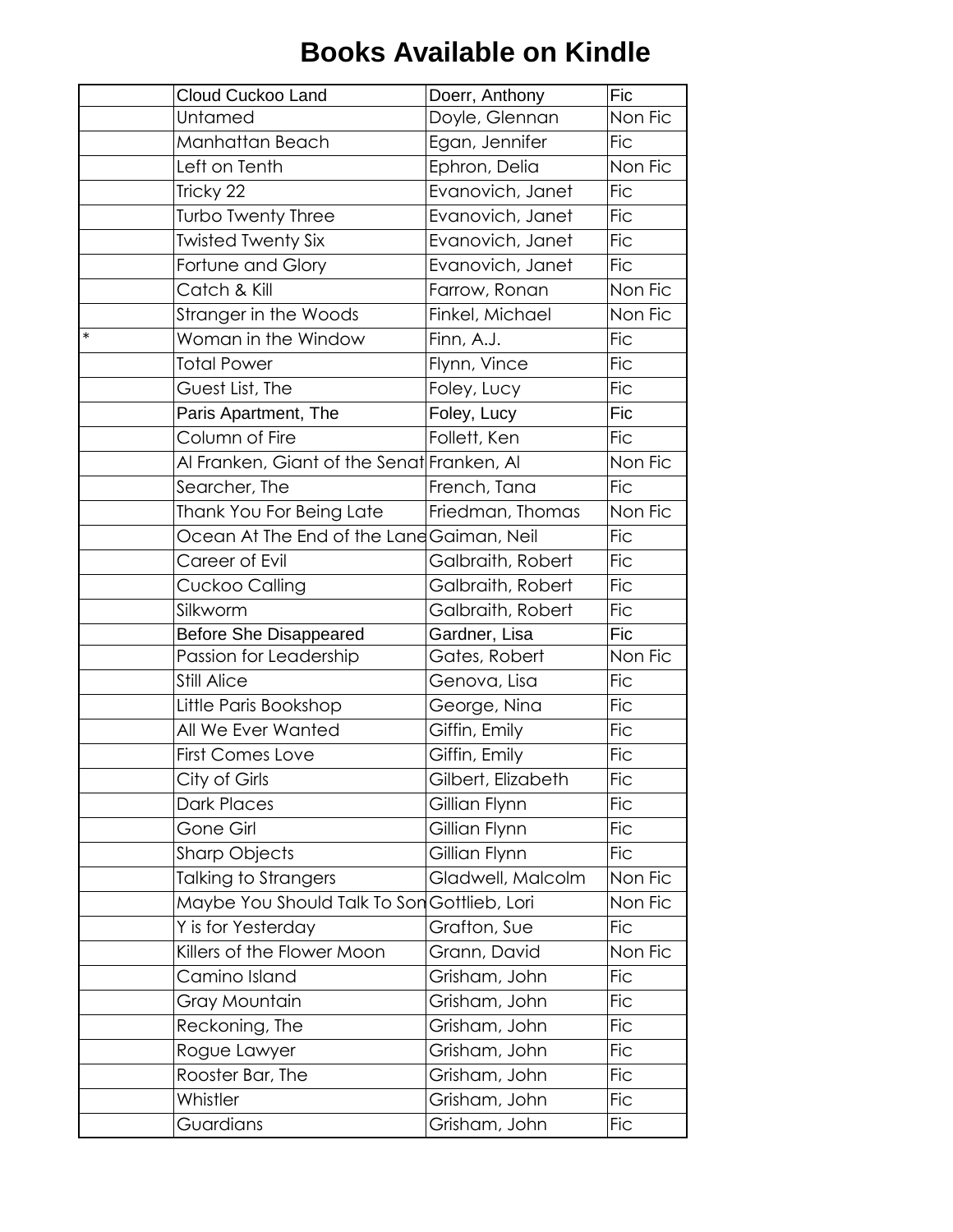# Books Available on Kindle

| | | | |
|---|---|---|---|
| | Cloud Cuckoo Land | Doerr, Anthony | Fic |
| | Untamed | Doyle, Glennan | Non Fic |
| | Manhattan Beach | Egan, Jennifer | Fic |
| | Left on Tenth | Ephron, Delia | Non Fic |
| | Tricky 22 | Evanovich, Janet | Fic |
| | Turbo Twenty Three | Evanovich, Janet | Fic |
| | Twisted Twenty Six | Evanovich, Janet | Fic |
| | Fortune and Glory | Evanovich, Janet | Fic |
| | Catch & Kill | Farrow, Ronan | Non Fic |
| | Stranger in the Woods | Finkel, Michael | Non Fic |
| * | Woman in the Window | Finn, A.J. | Fic |
| | Total Power | Flynn, Vince | Fic |
| | Guest List, The | Foley, Lucy | Fic |
| | Paris Apartment, The | Foley, Lucy | Fic |
| | Column of Fire | Follett, Ken | Fic |
| | Al Franken, Giant of the Senat | Franken, Al | Non Fic |
| | Searcher, The | French, Tana | Fic |
| | Thank You For Being Late | Friedman, Thomas | Non Fic |
| | Ocean At The End of the Lane | Gaiman, Neil | Fic |
| | Career of Evil | Galbraith, Robert | Fic |
| | Cuckoo Calling | Galbraith, Robert | Fic |
| | Silkworm | Galbraith, Robert | Fic |
| | Before She Disappeared | Gardner, Lisa | Fic |
| | Passion for Leadership | Gates, Robert | Non Fic |
| | Still Alice | Genova, Lisa | Fic |
| | Little Paris Bookshop | George, Nina | Fic |
| | All We Ever Wanted | Giffin, Emily | Fic |
| | First Comes Love | Giffin, Emily | Fic |
| | City of Girls | Gilbert, Elizabeth | Fic |
| | Dark Places | Gillian Flynn | Fic |
| | Gone Girl | Gillian Flynn | Fic |
| | Sharp Objects | Gillian Flynn | Fic |
| | Talking to Strangers | Gladwell, Malcolm | Non Fic |
| | Maybe You Should Talk To Son | Gottlieb, Lori | Non Fic |
| | Y is for Yesterday | Grafton, Sue | Fic |
| | Killers of the Flower Moon | Grann, David | Non Fic |
| | Camino Island | Grisham, John | Fic |
| | Gray Mountain | Grisham, John | Fic |
| | Reckoning, The | Grisham, John | Fic |
| | Rogue Lawyer | Grisham, John | Fic |
| | Rooster Bar, The | Grisham, John | Fic |
| | Whistler | Grisham, John | Fic |
| | Guardians | Grisham, John | Fic |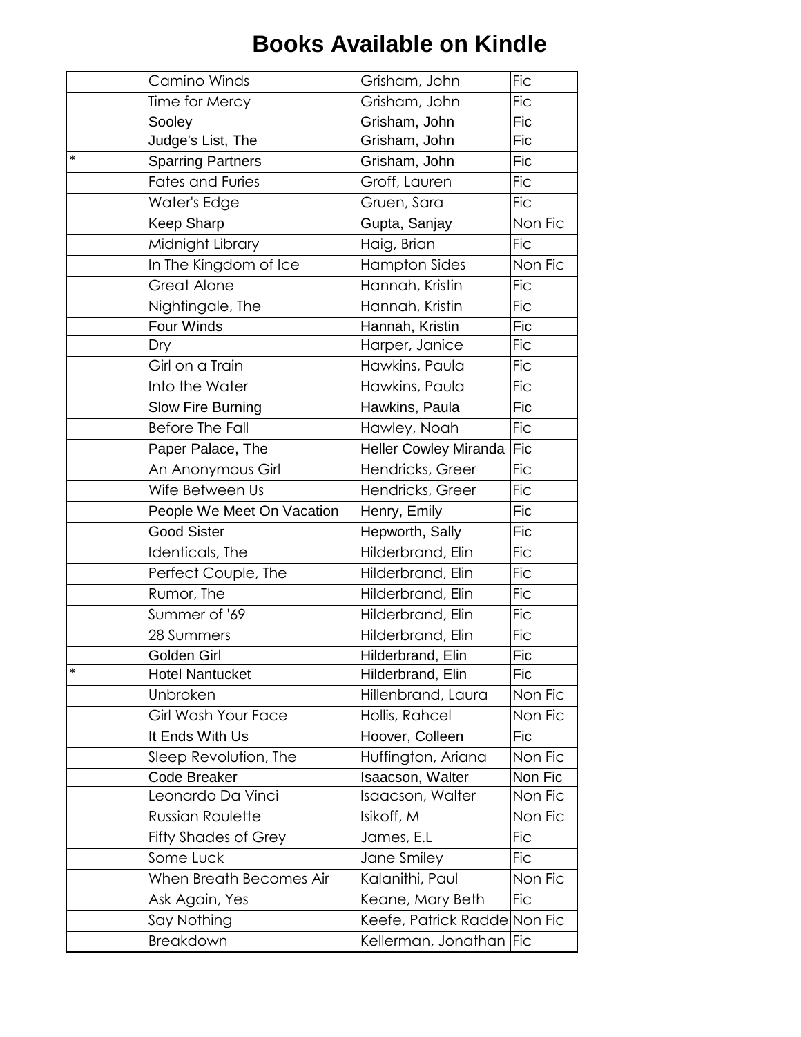# Books Available on Kindle

| | | | |
|---|---|---|---|
| | Camino Winds | Grisham, John | Fic |
| | Time for Mercy | Grisham, John | Fic |
| | Sooley | Grisham, John | Fic |
| | Judge's List, The | Grisham, John | Fic |
| * | Sparring Partners | Grisham, John | Fic |
| | Fates and Furies | Groff, Lauren | Fic |
| | Water's Edge | Gruen, Sara | Fic |
| | Keep Sharp | Gupta, Sanjay | Non Fic |
| | Midnight Library | Haig, Brian | Fic |
| | In The Kingdom of Ice | Hampton Sides | Non Fic |
| | Great Alone | Hannah, Kristin | Fic |
| | Nightingale, The | Hannah, Kristin | Fic |
| | Four Winds | Hannah, Kristin | Fic |
| | Dry | Harper, Janice | Fic |
| | Girl on a Train | Hawkins, Paula | Fic |
| | Into the Water | Hawkins, Paula | Fic |
| | Slow Fire Burning | Hawkins, Paula | Fic |
| | Before The Fall | Hawley, Noah | Fic |
| | Paper Palace, The | Heller Cowley Miranda | Fic |
| | An Anonymous Girl | Hendricks, Greer | Fic |
| | Wife Between Us | Hendricks, Greer | Fic |
| | People We Meet On Vacation | Henry, Emily | Fic |
| | Good Sister | Hepworth, Sally | Fic |
| | Identicals, The | Hilderbrand, Elin | Fic |
| | Perfect Couple, The | Hilderbrand, Elin | Fic |
| | Rumor, The | Hilderbrand, Elin | Fic |
| | Summer of '69 | Hilderbrand, Elin | Fic |
| | 28 Summers | Hilderbrand, Elin | Fic |
| | Golden Girl | Hilderbrand, Elin | Fic |
| * | Hotel Nantucket | Hilderbrand, Elin | Fic |
| | Unbroken | Hillenbrand, Laura | Non Fic |
| | Girl Wash Your Face | Hollis, Rahcel | Non Fic |
| | It Ends With Us | Hoover, Colleen | Fic |
| | Sleep Revolution, The | Huffington, Ariana | Non Fic |
| | Code Breaker | Isaacson, Walter | Non Fic |
| | Leonardo Da Vinci | Isaacson, Walter | Non Fic |
| | Russian Roulette | Isikoff, M | Non Fic |
| | Fifty Shades of Grey | James, E.L | Fic |
| | Some Luck | Jane Smiley | Fic |
| | When Breath Becomes Air | Kalanithi, Paul | Non Fic |
| | Ask Again, Yes | Keane, Mary Beth | Fic |
| | Say Nothing | Keefe, Patrick Radde | Non Fic |
| | Breakdown | Kellerman, Jonathan | Fic |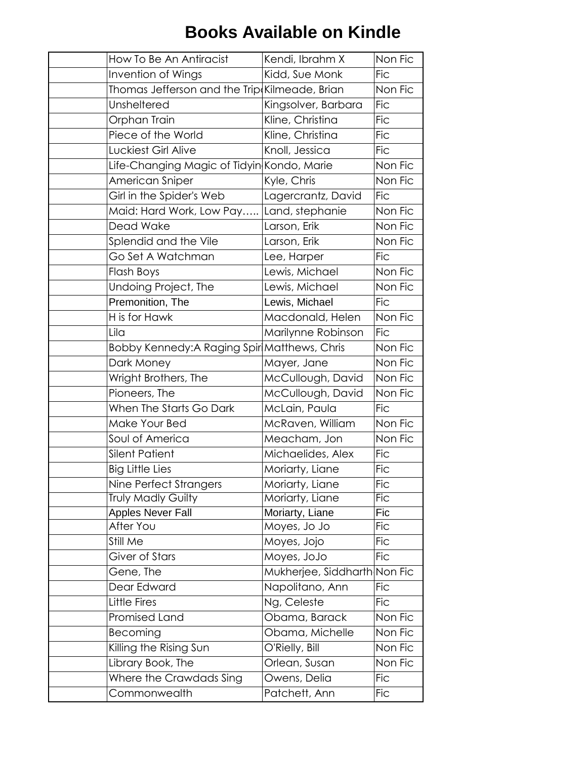# Books Available on Kindle

| | | | |
|---|---|---|---|
| | How To Be An Antiracist | Kendi, Ibrahm X | Non Fic |
| | Invention of Wings | Kidd, Sue Monk | Fic |
| | Thomas Jefferson and the Trip | Kilmeade, Brian | Non Fic |
| | Unsheltered | Kingsolver, Barbara | Fic |
| | Orphan Train | Kline, Christina | Fic |
| | Piece of the World | Kline, Christina | Fic |
| | Luckiest Girl Alive | Knoll, Jessica | Fic |
| | Life-Changing Magic of Tidyin | Kondo, Marie | Non Fic |
| | American Sniper | Kyle, Chris | Non Fic |
| | Girl in the Spider's Web | Lagercrantz, David | Fic |
| | Maid: Hard Work, Low Pay….. | Land, stephanie | Non Fic |
| | Dead Wake | Larson, Erik | Non Fic |
| | Splendid and the Vile | Larson, Erik | Non Fic |
| | Go Set A Watchman | Lee, Harper | Fic |
| | Flash Boys | Lewis, Michael | Non Fic |
| | Undoing Project, The | Lewis, Michael | Non Fic |
| | Premonition, The | Lewis, Michael | Fic |
| | H is for Hawk | Macdonald, Helen | Non Fic |
| | Lila | Marilynne Robinson | Fic |
| | Bobby Kennedy:A Raging Spir | Matthews, Chris | Non Fic |
| | Dark Money | Mayer, Jane | Non Fic |
| | Wright Brothers, The | McCullough, David | Non Fic |
| | Pioneers, The | McCullough, David | Non Fic |
| | When The Starts Go Dark | McLain, Paula | Fic |
| | Make Your Bed | McRaven, William | Non Fic |
| | Soul of America | Meacham, Jon | Non Fic |
| | Silent Patient | Michaelides, Alex | Fic |
| | Big Little Lies | Moriarty, Liane | Fic |
| | Nine Perfect Strangers | Moriarty, Liane | Fic |
| | Truly Madly Guilty | Moriarty, Liane | Fic |
| | Apples Never Fall | Moriarty, Liane | Fic |
| | After You | Moyes, Jo Jo | Fic |
| | Still Me | Moyes, Jojo | Fic |
| | Giver of Stars | Moyes, JoJo | Fic |
| | Gene, The | Mukherjee, Siddharth | Non Fic |
| | Dear Edward | Napolitano, Ann | Fic |
| | Little Fires | Ng, Celeste | Fic |
| | Promised Land | Obama, Barack | Non Fic |
| | Becoming | Obama, Michelle | Non Fic |
| | Killing the Rising Sun | O'Rielly, Bill | Non Fic |
| | Library Book, The | Orlean, Susan | Non Fic |
| | Where the Crawdads Sing | Owens, Delia | Fic |
| | Commonwealth | Patchett, Ann | Fic |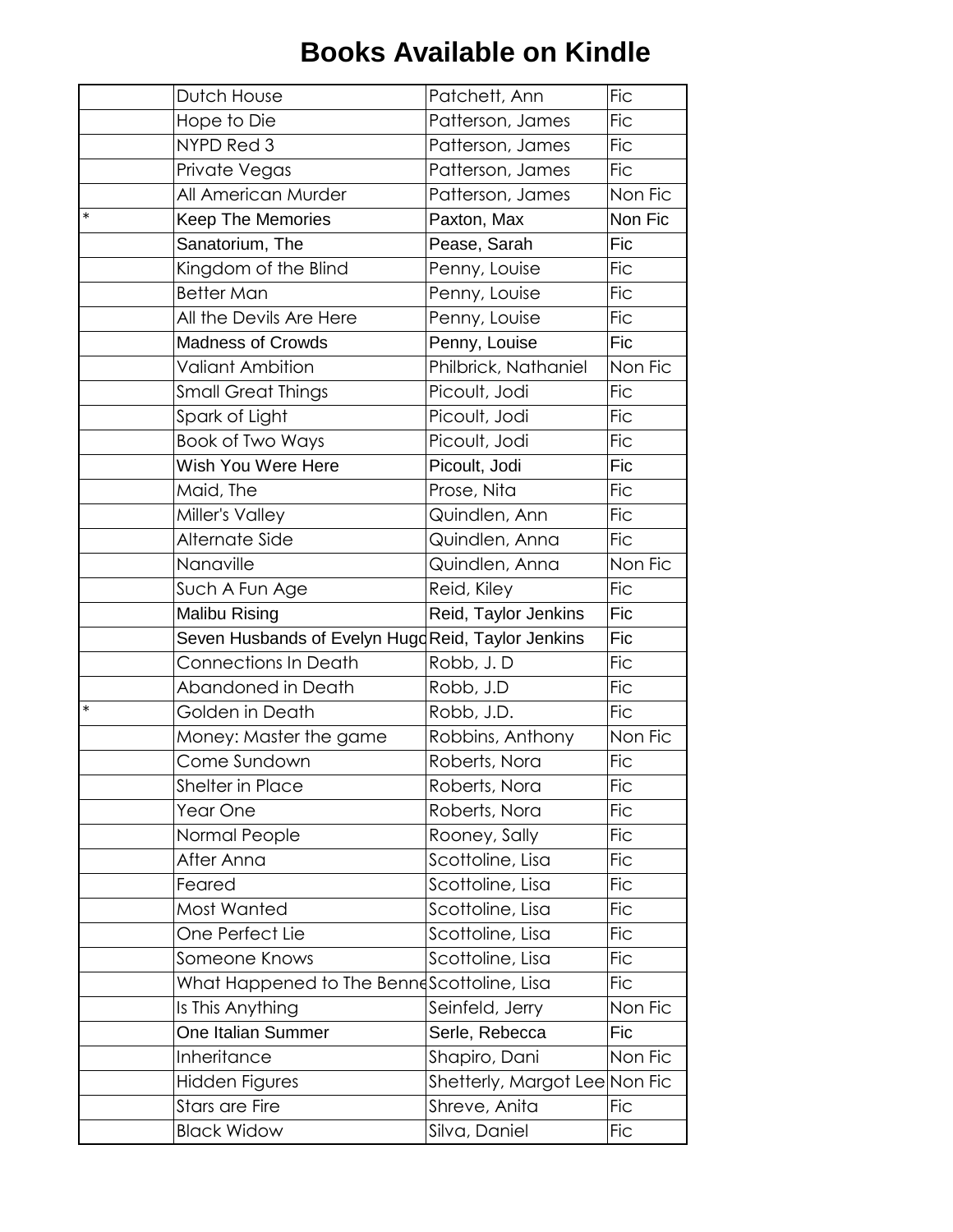# Books Available on Kindle

| | | | |
|---|---|---|---|
| | Dutch House | Patchett, Ann | Fic |
| | Hope to Die | Patterson, James | Fic |
| | NYPD Red 3 | Patterson, James | Fic |
| | Private Vegas | Patterson, James | Fic |
| | All American Murder | Patterson, James | Non Fic |
| * | Keep The Memories | Paxton, Max | Non Fic |
| | Sanatorium, The | Pease, Sarah | Fic |
| | Kingdom of the Blind | Penny, Louise | Fic |
| | Better Man | Penny, Louise | Fic |
| | All the Devils Are Here | Penny, Louise | Fic |
| | Madness of Crowds | Penny, Louise | Fic |
| | Valiant Ambition | Philbrick, Nathaniel | Non Fic |
| | Small Great Things | Picoult, Jodi | Fic |
| | Spark of Light | Picoult, Jodi | Fic |
| | Book of Two Ways | Picoult, Jodi | Fic |
| | Wish You Were Here | Picoult, Jodi | Fic |
| | Maid, The | Prose, Nita | Fic |
| | Miller's Valley | Quindlen, Ann | Fic |
| | Alternate Side | Quindlen, Anna | Fic |
| | Nanaville | Quindlen, Anna | Non Fic |
| | Such A Fun Age | Reid, Kiley | Fic |
| | Malibu Rising | Reid, Taylor Jenkins | Fic |
| | Seven Husbands of Evelyn Hugo | Reid, Taylor Jenkins | Fic |
| | Connections In Death | Robb, J. D | Fic |
| | Abandoned in Death | Robb, J.D | Fic |
| * | Golden in Death | Robb, J.D. | Fic |
| | Money: Master the game | Robbins, Anthony | Non Fic |
| | Come Sundown | Roberts, Nora | Fic |
| | Shelter in Place | Roberts, Nora | Fic |
| | Year One | Roberts, Nora | Fic |
| | Normal People | Rooney, Sally | Fic |
| | After Anna | Scottoline, Lisa | Fic |
| | Feared | Scottoline, Lisa | Fic |
| | Most Wanted | Scottoline, Lisa | Fic |
| | One Perfect Lie | Scottoline, Lisa | Fic |
| | Someone Knows | Scottoline, Lisa | Fic |
| | What Happened to The Benne | Scottoline, Lisa | Fic |
| | Is This Anything | Seinfeld, Jerry | Non Fic |
| | One Italian Summer | Serle, Rebecca | Fic |
| | Inheritance | Shapiro, Dani | Non Fic |
| | Hidden Figures | Shetterly, Margot Lee | Non Fic |
| | Stars are Fire | Shreve, Anita | Fic |
| | Black Widow | Silva, Daniel | Fic |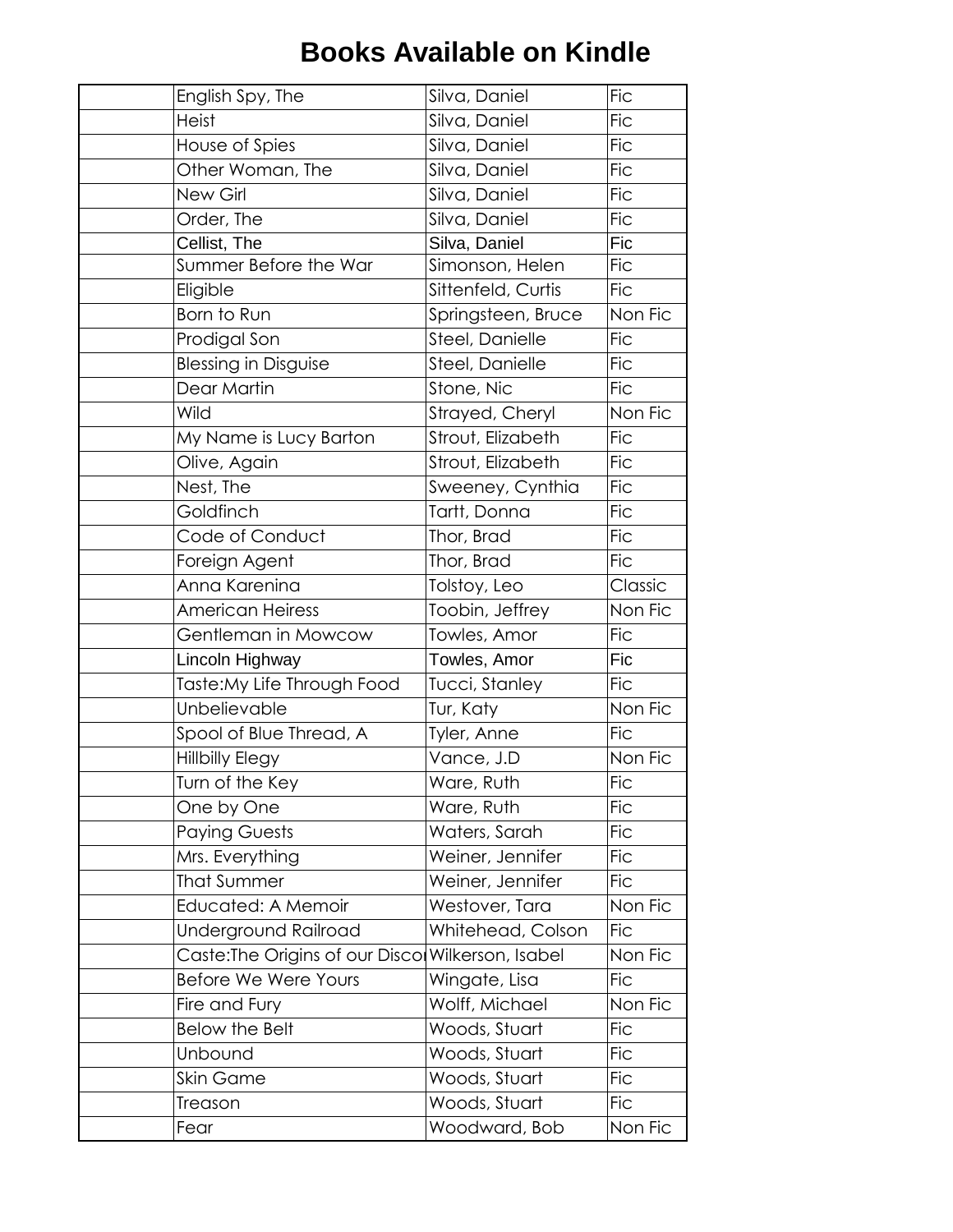# Books Available on Kindle

| | | | |
|---|---|---|---|
| | English Spy, The | Silva, Daniel | Fic |
| | Heist | Silva, Daniel | Fic |
| | House of Spies | Silva, Daniel | Fic |
| | Other Woman, The | Silva, Daniel | Fic |
| | New Girl | Silva, Daniel | Fic |
| | Order, The | Silva, Daniel | Fic |
| | Cellist, The | Silva, Daniel | Fic |
| | Summer Before the War | Simonson, Helen | Fic |
| | Eligible | Sittenfeld, Curtis | Fic |
| | Born to Run | Springsteen, Bruce | Non Fic |
| | Prodigal Son | Steel, Danielle | Fic |
| | Blessing in Disguise | Steel, Danielle | Fic |
| | Dear Martin | Stone, Nic | Fic |
| | Wild | Strayed, Cheryl | Non Fic |
| | My Name is Lucy Barton | Strout, Elizabeth | Fic |
| | Olive, Again | Strout, Elizabeth | Fic |
| | Nest, The | Sweeney, Cynthia | Fic |
| | Goldfinch | Tartt, Donna | Fic |
| | Code of Conduct | Thor, Brad | Fic |
| | Foreign Agent | Thor, Brad | Fic |
| | Anna Karenina | Tolstoy, Leo | Classic |
| | American Heiress | Toobin, Jeffrey | Non Fic |
| | Gentleman in Mowcow | Towles, Amor | Fic |
| | Lincoln Highway | Towles, Amor | Fic |
| | Taste:My Life Through Food | Tucci, Stanley | Fic |
| | Unbelievable | Tur, Katy | Non Fic |
| | Spool of Blue Thread, A | Tyler, Anne | Fic |
| | Hillbilly Elegy | Vance, J.D | Non Fic |
| | Turn of the Key | Ware, Ruth | Fic |
| | One by One | Ware, Ruth | Fic |
| | Paying Guests | Waters, Sarah | Fic |
| | Mrs. Everything | Weiner, Jennifer | Fic |
| | That Summer | Weiner, Jennifer | Fic |
| | Educated: A Memoir | Westover, Tara | Non Fic |
| | Underground Railroad | Whitehead, Colson | Fic |
| | Caste:The Origins of our Disco | Wilkerson, Isabel | Non Fic |
| | Before We Were Yours | Wingate, Lisa | Fic |
| | Fire and Fury | Wolff, Michael | Non Fic |
| | Below the Belt | Woods, Stuart | Fic |
| | Unbound | Woods, Stuart | Fic |
| | Skin Game | Woods, Stuart | Fic |
| | Treason | Woods, Stuart | Fic |
| | Fear | Woodward, Bob | Non Fic |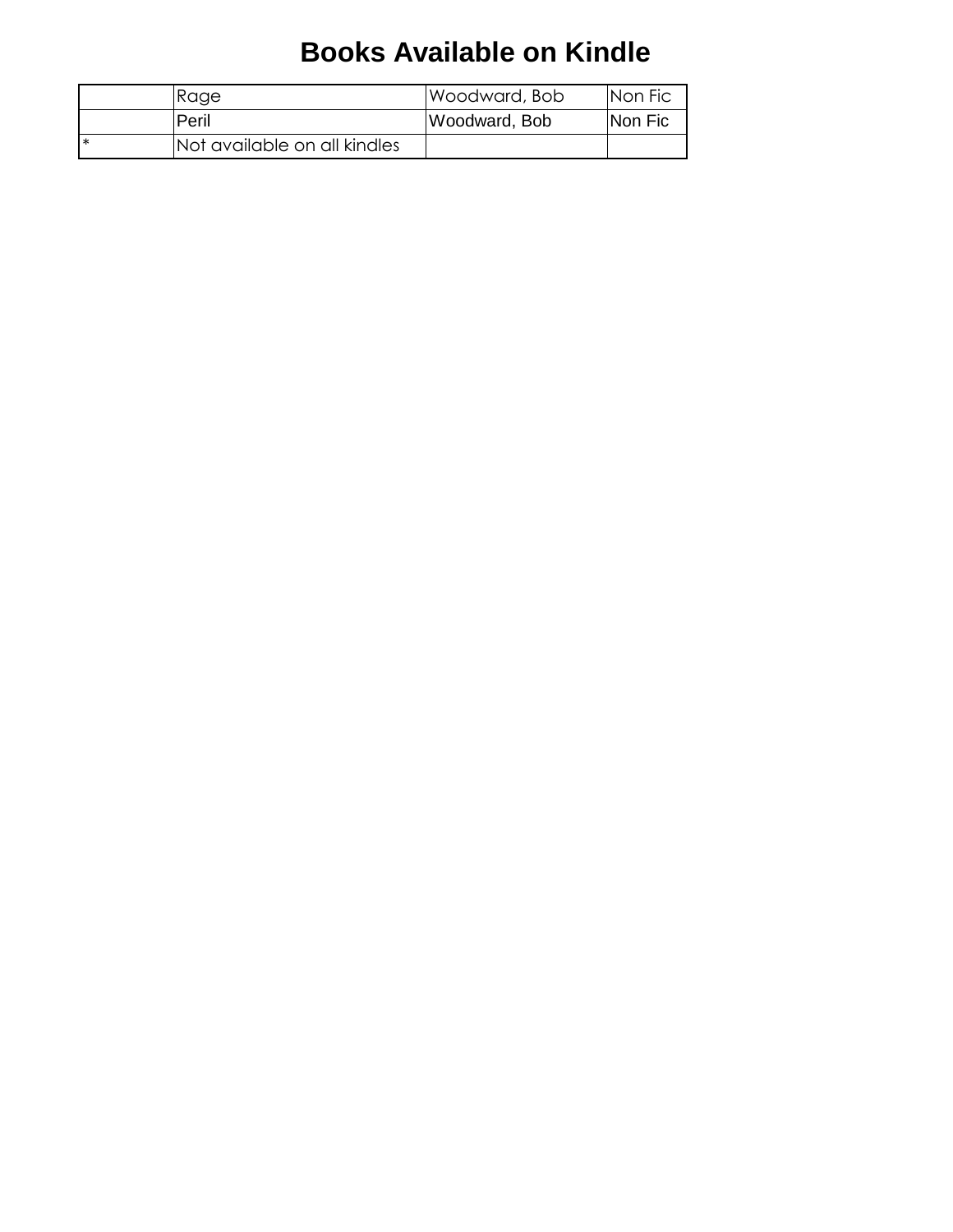# Books Available on Kindle

| | | | |
|---|---|---|---|
| | Rage | Woodward, Bob | Non Fic |
| | Peril | Woodward, Bob | Non Fic |
| * | Not available on all kindles | | |